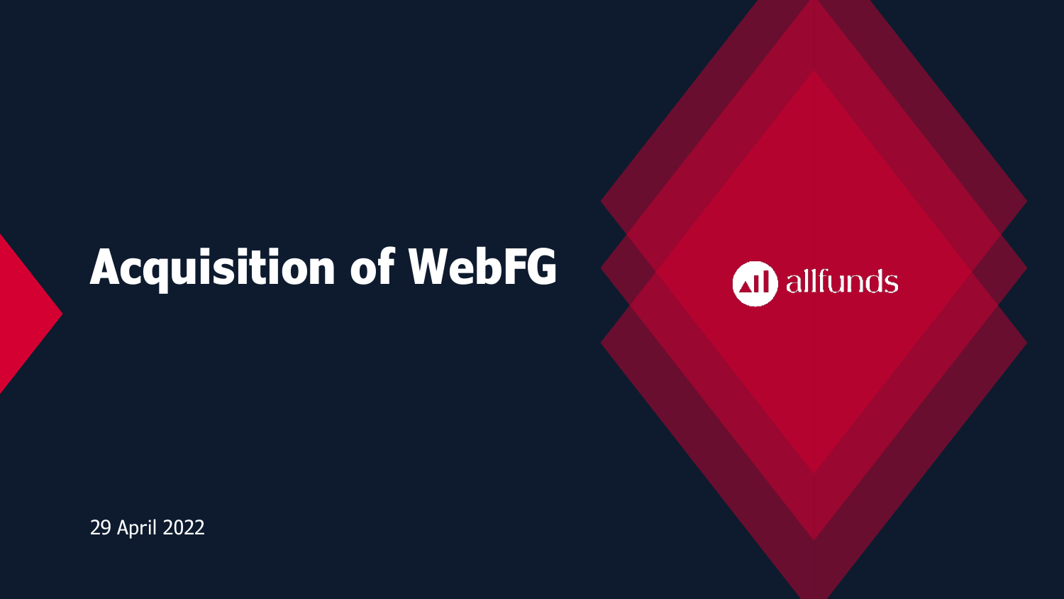# Acquisition of WebFG

allfunds

29 April 2022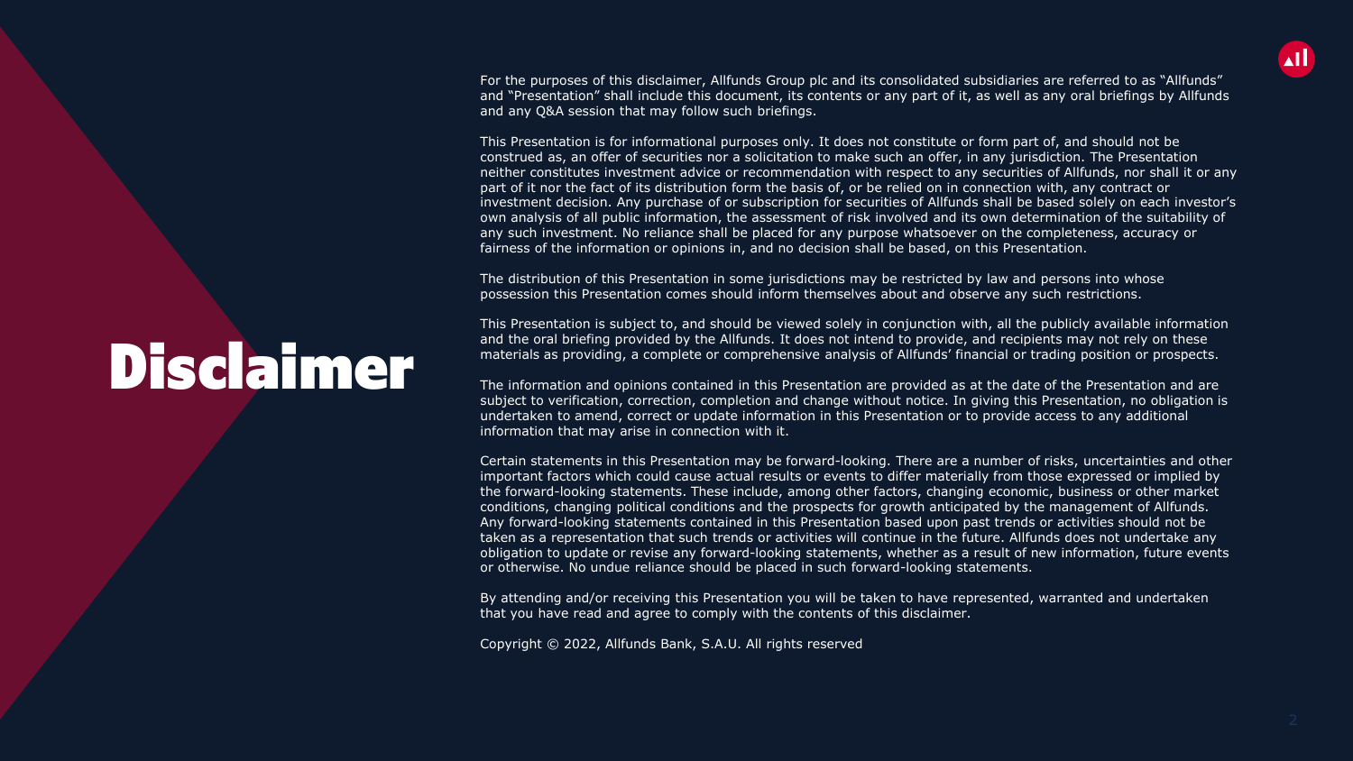# Disclaimer

For the purposes of this disclaimer, Allfunds Group plc and its consolidated subsidiaries are referred to as “Allfunds” and “Presentation” shall include this document, its contents or any part of it, as well as any oral briefings by Allfunds and any Q&A session that may follow such briefings.

This Presentation is for informational purposes only. It does not constitute or form part of, and should not be construed as, an offer of securities nor a solicitation to make such an offer, in any jurisdiction. The Presentation neither constitutes investment advice or recommendation with respect to any securities of Allfunds, nor shall it or any part of it nor the fact of its distribution form the basis of, or be relied on in connection with, any contract or investment decision. Any purchase of or subscription for securities of Allfunds shall be based solely on each investor’s own analysis of all public information, the assessment of risk involved and its own determination of the suitability of any such investment. No reliance shall be placed for any purpose whatsoever on the completeness, accuracy or fairness of the information or opinions in, and no decision shall be based, on this Presentation.

The distribution of this Presentation in some jurisdictions may be restricted by law and persons into whose possession this Presentation comes should inform themselves about and observe any such restrictions.

This Presentation is subject to, and should be viewed solely in conjunction with, all the publicly available information and the oral briefing provided by the Allfunds. It does not intend to provide, and recipients may not rely on these materials as providing, a complete or comprehensive analysis of Allfunds’ financial or trading position or prospects.

The information and opinions contained in this Presentation are provided as at the date of the Presentation and are subject to verification, correction, completion and change without notice. In giving this Presentation, no obligation is undertaken to amend, correct or update information in this Presentation or to provide access to any additional information that may arise in connection with it.

Certain statements in this Presentation may be forward-looking. There are a number of risks, uncertainties and other important factors which could cause actual results or events to differ materially from those expressed or implied by the forward-looking statements. These include, among other factors, changing economic, business or other market conditions, changing political conditions and the prospects for growth anticipated by the management of Allfunds. Any forward-looking statements contained in this Presentation based upon past trends or activities should not be taken as a representation that such trends or activities will continue in the future. Allfunds does not undertake any obligation to update or revise any forward-looking statements, whether as a result of new information, future events or otherwise. No undue reliance should be placed in such forward-looking statements.

By attending and/or receiving this Presentation you will be taken to have represented, warranted and undertaken that you have read and agree to comply with the contents of this disclaimer.

Copyright © 2022, Allfunds Bank, S.A.U. All rights reserved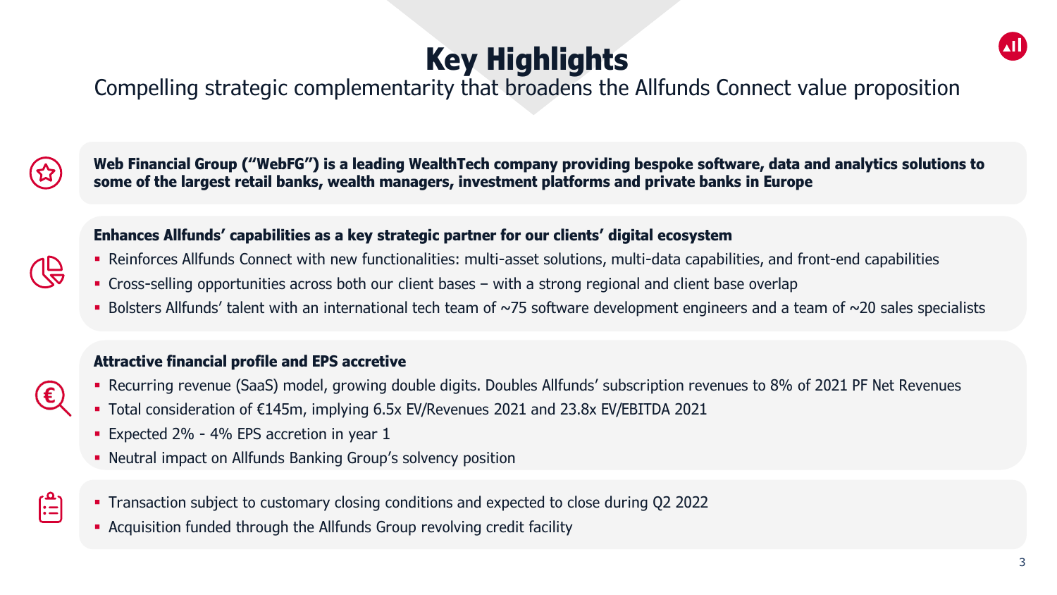# Key Highlights

Compelling strategic complementarity that broadens the Allfunds Connect value proposition

**Web Financial Group ("WebFG") is a leading WealthTech company providing bespoke software, data and analytics solutions to some of the largest retail banks, wealth managers, investment platforms and private banks in Europe**

**Enhances Allfunds' capabilities as a key strategic partner for our clients' digital ecosystem**

- Reinforces Allfunds Connect with new functionalities: multi-asset solutions, multi-data capabilities, and front-end capabilities
- Cross-selling opportunities across both our client bases – with a strong regional and client base overlap
- Bolsters Allfunds' talent with an international tech team of ~75 software development engineers and a team of ~20 sales specialists

**Attractive financial profile and EPS accretive**

- Recurring revenue (SaaS) model, growing double digits. Doubles Allfunds' subscription revenues to 8% of 2021 PF Net Revenues
- Total consideration of €145m, implying 6.5x EV/Revenues 2021 and 23.8x EV/EBITDA 2021
- Expected 2% - 4% EPS accretion in year 1
- Neutral impact on Allfunds Banking Group's solvency position

- Transaction subject to customary closing conditions and expected to close during Q2 2022
- Acquisition funded through the Allfunds Group revolving credit facility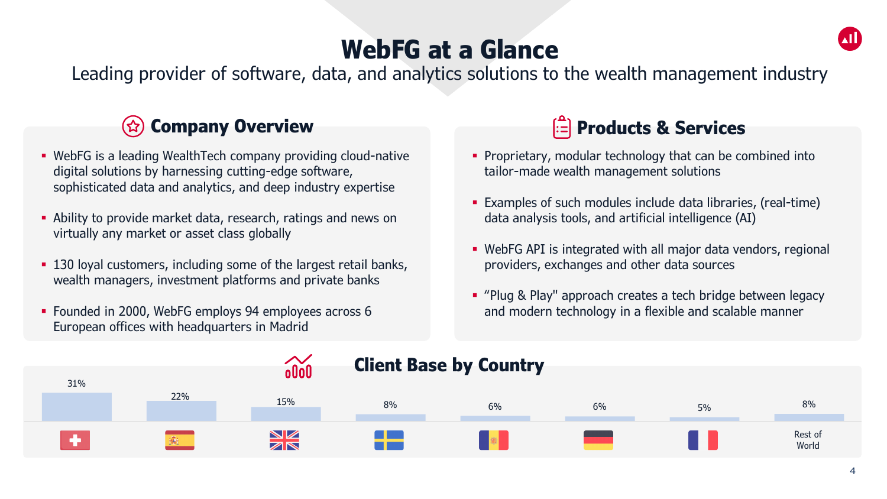# WebFG at a Glance

Leading provider of software, data, and analytics solutions to the wealth management industry

## Company Overview

- WebFG is a leading WealthTech company providing cloud-native digital solutions by harnessing cutting-edge software, sophisticated data and analytics, and deep industry expertise
- Ability to provide market data, research, ratings and news on virtually any market or asset class globally
- 130 loyal customers, including some of the largest retail banks, wealth managers, investment platforms and private banks
- Founded in 2000, WebFG employs 94 employees across 6 European offices with headquarters in Madrid

## Products & Services

- Proprietary, modular technology that can be combined into tailor-made wealth management solutions
- Examples of such modules include data libraries, (real-time) data analysis tools, and artificial intelligence (AI)
- WebFG API is integrated with all major data vendors, regional providers, exchanges and other data sources
- "Plug & Play" approach creates a tech bridge between legacy and modern technology in a flexible and scalable manner

## Client Base by Country

| Switzerland | Spain | United Kingdom | Sweden | Andorra | Germany | France | Rest of World |
|---|---|---|---|---|---|---|---|
| 31% | 22% | 15% | 8% | 6% | 6% | 5% | 8% |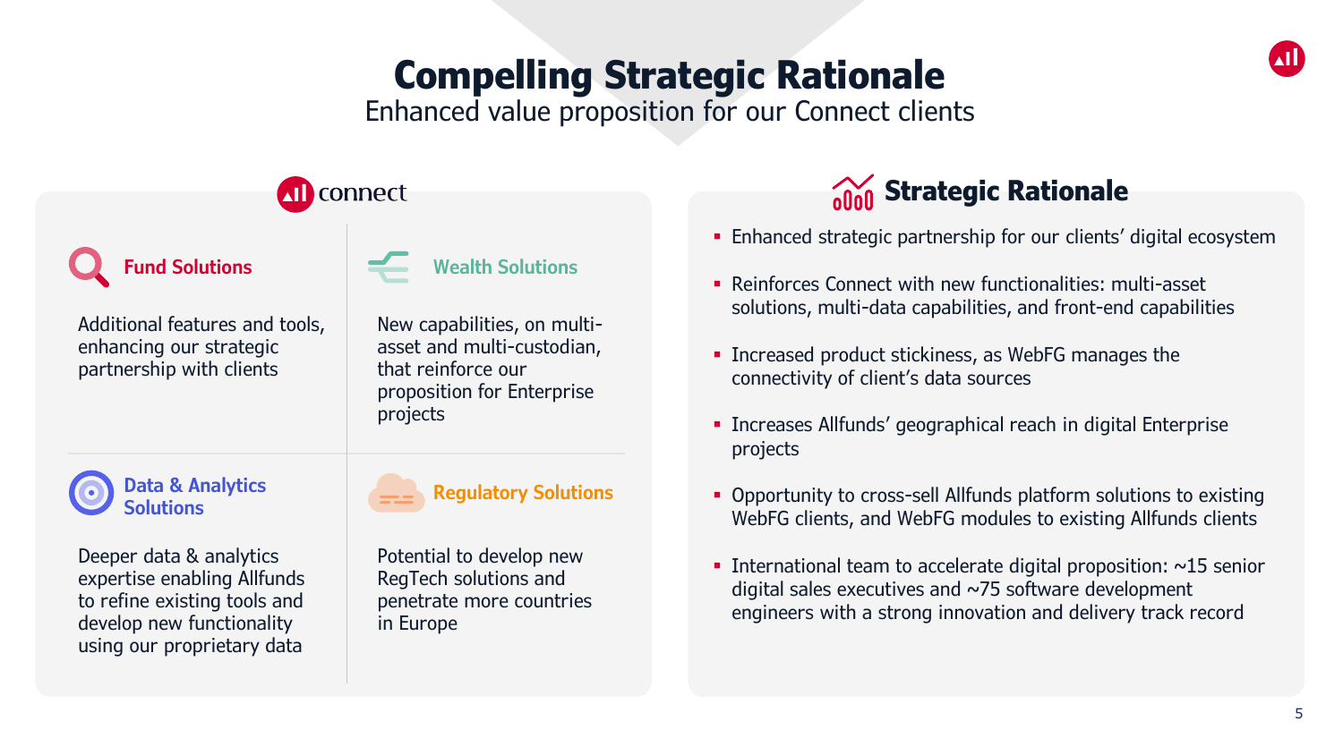# Compelling Strategic Rationale

Enhanced value proposition for our Connect clients

## connect

### Fund Solutions

Additional features and tools, enhancing our strategic partnership with clients

### Wealth Solutions

New capabilities, on multi-asset and multi-custodian, that reinforce our proposition for Enterprise projects

### Data & Analytics Solutions

Deeper data & analytics expertise enabling Allfunds to refine existing tools and develop new functionality using our proprietary data

### Regulatory Solutions

Potential to develop new RegTech solutions and penetrate more countries in Europe

## Strategic Rationale

- Enhanced strategic partnership for our clients' digital ecosystem
- Reinforces Connect with new functionalities: multi-asset solutions, multi-data capabilities, and front-end capabilities
- Increased product stickiness, as WebFG manages the connectivity of client's data sources
- Increases Allfunds' geographical reach in digital Enterprise projects
- Opportunity to cross-sell Allfunds platform solutions to existing WebFG clients, and WebFG modules to existing Allfunds clients
- International team to accelerate digital proposition: ~15 senior digital sales executives and ~75 software development engineers with a strong innovation and delivery track record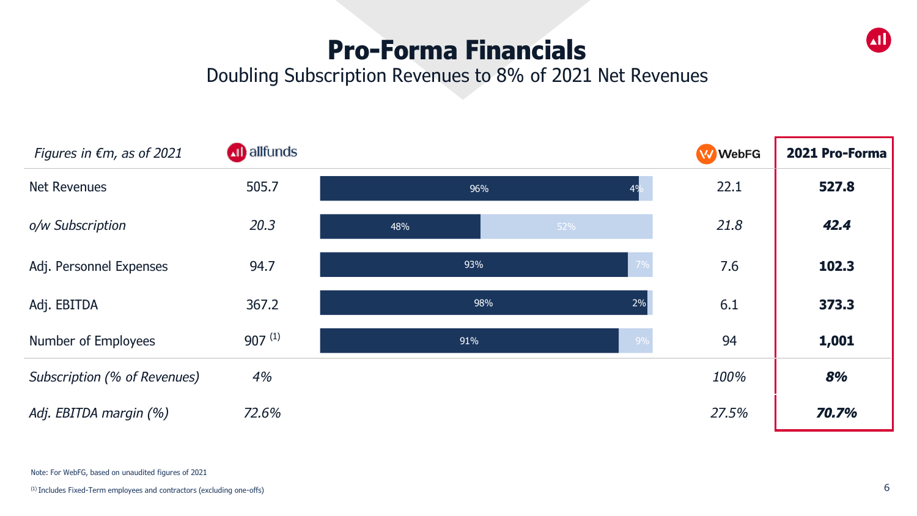# Pro-Forma Financials

Doubling Subscription Revenues to 8% of 2021 Net Revenues

| *Figures in €m, as of 2021* | allfunds | | | WebFG | 2021 Pro-Forma |
|---|---|---|---|---|---|
| Net Revenues | 505.7 | 96% | 4% | 22.1 | **527.8** |
| *o/w Subscription* | *20.3* | 48% | 52% | *21.8* | ***42.4*** |
| Adj. Personnel Expenses | 94.7 | 93% | 7% | 7.6 | **102.3** |
| Adj. EBITDA | 367.2 | 98% | 2% | 6.1 | **373.3** |
| Number of Employees | 907 [(1)] | 91% | 9% | 94 | **1,001** |
| *Subscription (% of Revenues)* | *4%* | | | *100%* | ***8%*** |
| *Adj. EBITDA margin (%)* | *72.6%* | | | *27.5%* | ***70.7%*** |

Note: For WebFG, based on unaudited figures of 2021

[(1)] Includes Fixed-Term employees and contractors (excluding one-offs)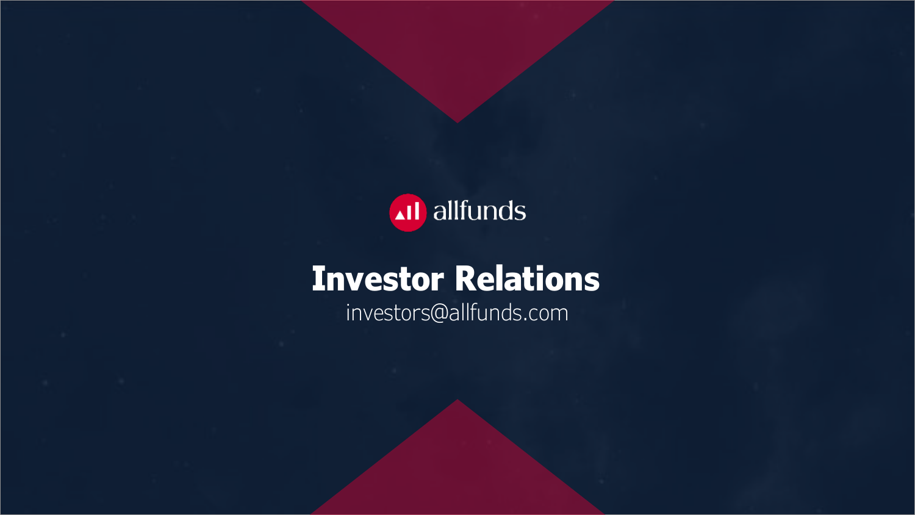allfunds

# Investor Relations

investors@allfunds.com